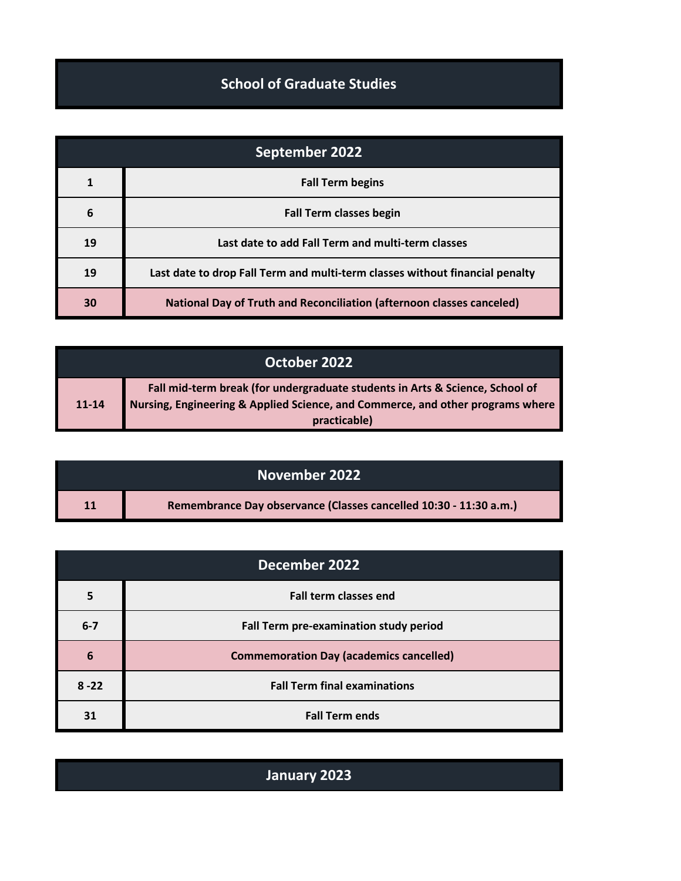# School of Graduate Studies

| September 2022 | |
|---|---|
| 1 | Fall Term begins |
| 6 | Fall Term classes begin |
| 19 | Last date to add Fall Term and multi-term classes |
| 19 | Last date to drop Fall Term and multi-term classes without financial penalty |
| 30 | National Day of Truth and Reconciliation (afternoon classes canceled) |

| October 2022 | |
|---|---|
| 11-14 | Fall mid-term break (for undergraduate students in Arts & Science, School of Nursing, Engineering & Applied Science, and Commerce, and other programs where practicable) |

| November 2022 | |
|---|---|
| 11 | Remembrance Day observance (Classes cancelled 10:30 - 11:30 a.m.) |

| December 2022 | |
|---|---|
| 5 | Fall term classes end |
| 6-7 | Fall Term pre-examination study period |
| 6 | Commemoration Day (academics cancelled) |
| 8 -22 | Fall Term final examinations |
| 31 | Fall Term ends |

| January 2023 |
|---|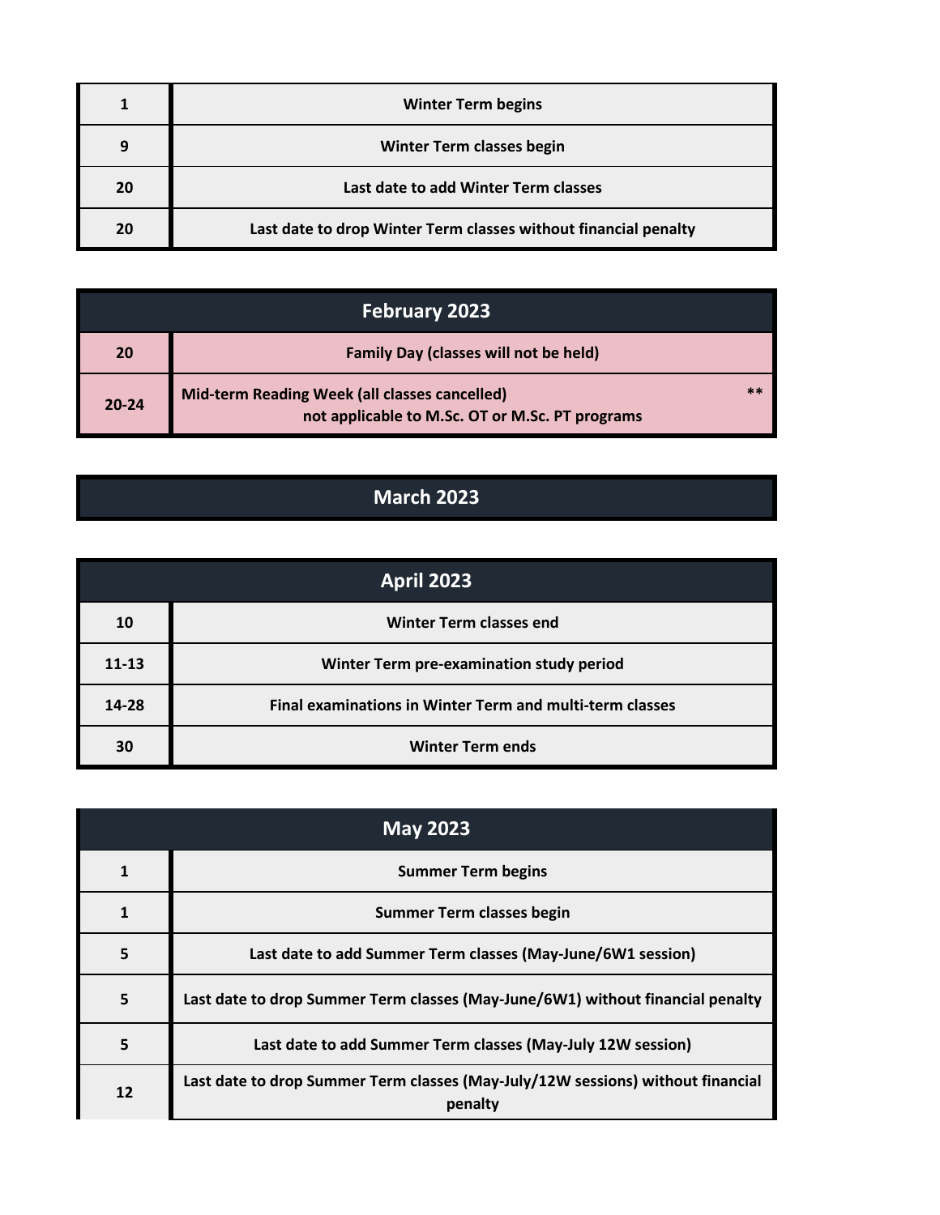| | |
|---|---|
| 1 | Winter Term begins |
| 9 | Winter Term classes begin |
| 20 | Last date to add Winter Term classes |
| 20 | Last date to drop Winter Term classes without financial penalty |

## February 2023

| | |
|---|---|
| 20 | Family Day (classes will not be held) |
| 20-24 | Mid-term Reading Week (all classes cancelled) ** not applicable to M.Sc. OT or M.Sc. PT programs |

## March 2023

## April 2023

| | |
|---|---|
| 10 | Winter Term classes end |
| 11-13 | Winter Term pre-examination study period |
| 14-28 | Final examinations in Winter Term and multi-term classes |
| 30 | Winter Term ends |

## May 2023

| | |
|---|---|
| 1 | Summer Term begins |
| 1 | Summer Term classes begin |
| 5 | Last date to add Summer Term classes (May-June/6W1 session) |
| 5 | Last date to drop Summer Term classes (May-June/6W1) without financial penalty |
| 5 | Last date to add Summer Term classes (May-July 12W session) |
| 12 | Last date to drop Summer Term classes (May-July/12W sessions) without financial penalty |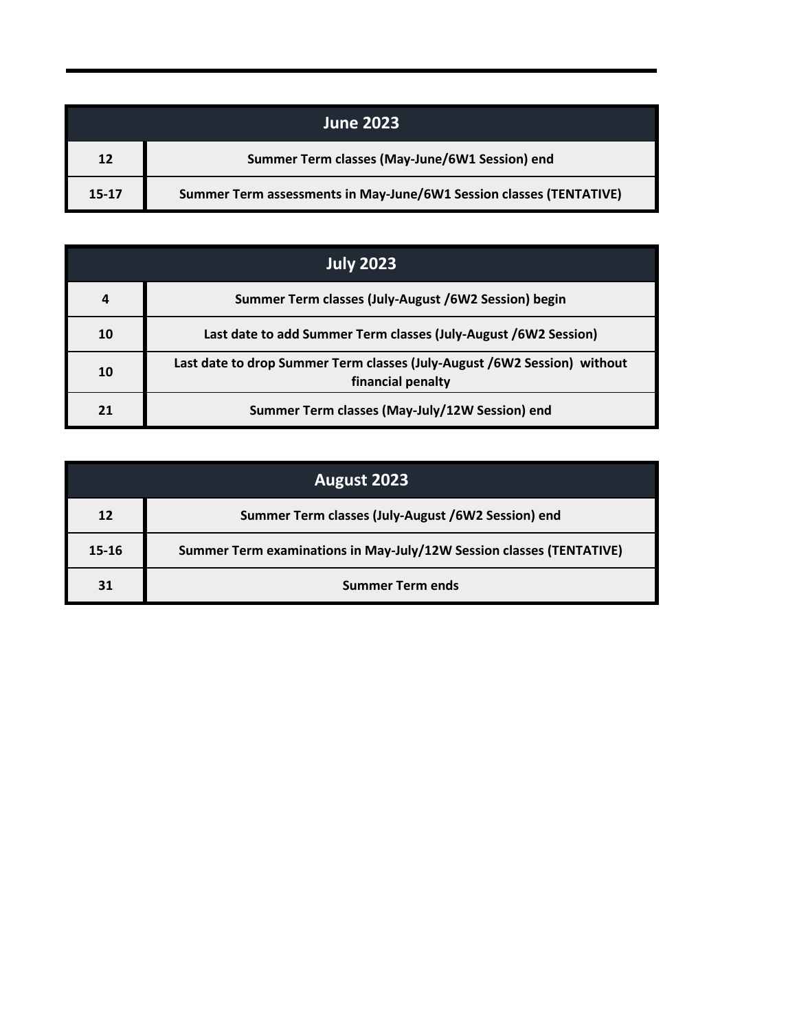| June 2023 | |
|---|---|
| 12 | Summer Term classes (May-June/6W1 Session) end |
| 15-17 | Summer Term assessments in May-June/6W1 Session classes (TENTATIVE) |

| July 2023 | |
|---|---|
| 4 | Summer Term classes (July-August /6W2 Session) begin |
| 10 | Last date to add Summer Term classes (July-August /6W2 Session) |
| 10 | Last date to drop Summer Term classes (July-August /6W2 Session) without financial penalty |
| 21 | Summer Term classes (May-July/12W Session) end |

| August 2023 | |
|---|---|
| 12 | Summer Term classes (July-August /6W2 Session) end |
| 15-16 | Summer Term examinations in May-July/12W Session classes (TENTATIVE) |
| 31 | Summer Term ends |